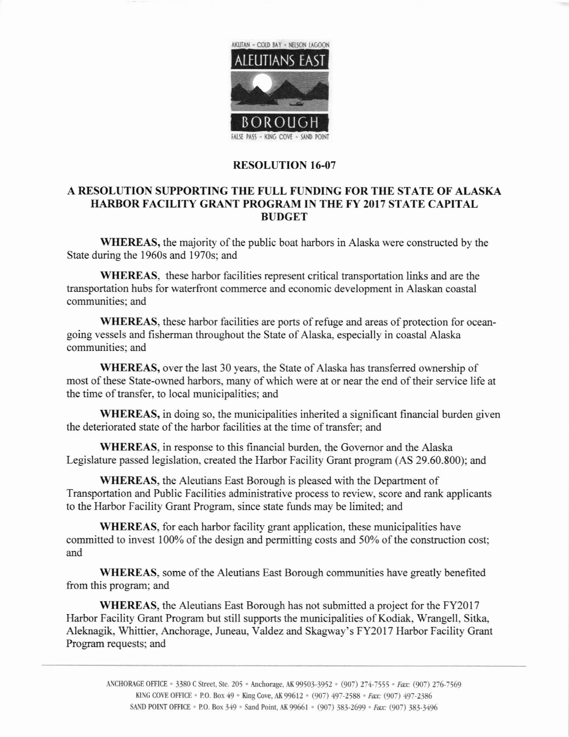AKUTAN • COLD BAY • NELSON LAGOON

ALEUTIANS EAST

BOROUGH

FALSE PASS • KING COVE • SAND POINT

## RESOLUTION 16-07

## A RESOLUTION SUPPORTING THE FULL FUNDING FOR THE STATE OF ALASKA HARBOR FACILITY GRANT PROGRAM IN THE FY 2017 STATE CAPITAL BUDGET

**WHEREAS,** the majority of the public boat harbors in Alaska were constructed by the State during the 1960s and 1970s; and

**WHEREAS**, these harbor facilities represent critical transportation links and are the transportation hubs for waterfront commerce and economic development in Alaskan coastal communities; and

**WHEREAS**, these harbor facilities are ports of refuge and areas of protection for ocean-going vessels and fisherman throughout the State of Alaska, especially in coastal Alaska communities; and

**WHEREAS,** over the last 30 years, the State of Alaska has transferred ownership of most of these State-owned harbors, many of which were at or near the end of their service life at the time of transfer, to local municipalities; and

**WHEREAS,** in doing so, the municipalities inherited a significant financial burden given the deteriorated state of the harbor facilities at the time of transfer; and

**WHEREAS**, in response to this financial burden, the Governor and the Alaska Legislature passed legislation, created the Harbor Facility Grant program (AS 29.60.800); and

**WHEREAS**, the Aleutians East Borough is pleased with the Department of Transportation and Public Facilities administrative process to review, score and rank applicants to the Harbor Facility Grant Program, since state funds may be limited; and

**WHEREAS**, for each harbor facility grant application, these municipalities have committed to invest 100% of the design and permitting costs and 50% of the construction cost; and

**WHEREAS**, some of the Aleutians East Borough communities have greatly benefited from this program; and

**WHEREAS**, the Aleutians East Borough has not submitted a project for the FY2017 Harbor Facility Grant Program but still supports the municipalities of Kodiak, Wrangell, Sitka, Aleknagik, Whittier, Anchorage, Juneau, Valdez and Skagway's FY2017 Harbor Facility Grant Program requests; and

ANCHORAGE OFFICE • 3380 C Street, Ste. 205 • Anchorage, AK 99503-3952 • (907) 274-7555 • *Fax:* (907) 276-7569
KING COVE OFFICE • P.O. Box 49 • King Cove, AK 99612 • (907) 497-2588 • *Fax:* (907) 497-2386
SAND POINT OFFICE • P.O. Box 349 • Sand Point, AK 99661 • (907) 383-2699 • *Fax:* (907) 383-3496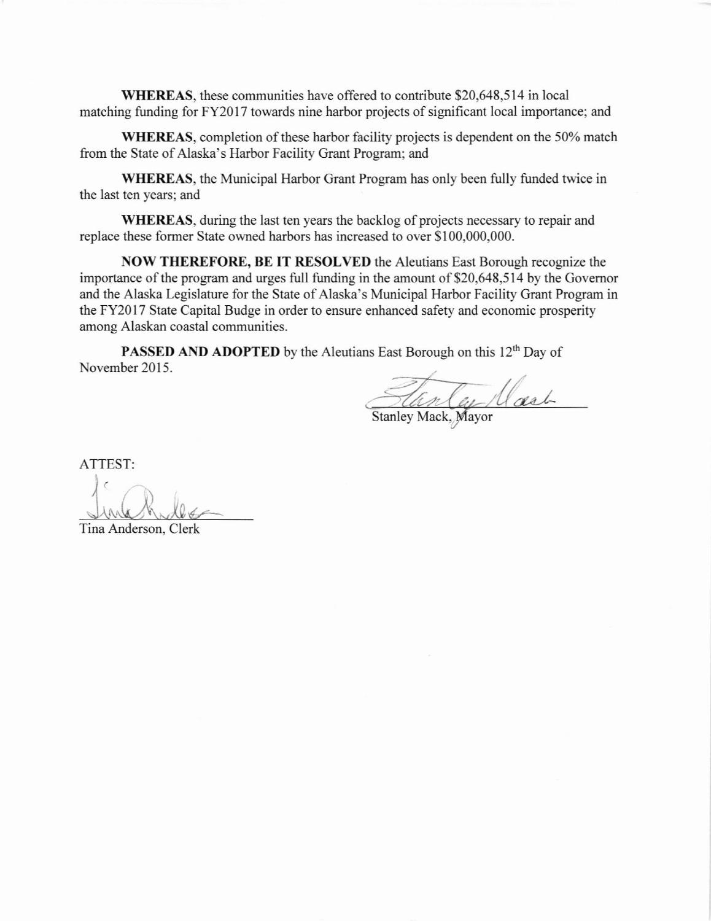**WHEREAS**, these communities have offered to contribute $20,648,514 in local matching funding for FY2017 towards nine harbor projects of significant local importance; and

**WHEREAS**, completion of these harbor facility projects is dependent on the 50% match from the State of Alaska's Harbor Facility Grant Program; and

**WHEREAS**, the Municipal Harbor Grant Program has only been fully funded twice in the last ten years; and

**WHEREAS**, during the last ten years the backlog of projects necessary to repair and replace these former State owned harbors has increased to over $100,000,000.

**NOW THEREFORE, BE IT RESOLVED** the Aleutians East Borough recognize the importance of the program and urges full funding in the amount of $20,648,514 by the Governor and the Alaska Legislature for the State of Alaska's Municipal Harbor Facility Grant Program in the FY2017 State Capital Budge in order to ensure enhanced safety and economic prosperity among Alaskan coastal communities.

**PASSED AND ADOPTED** by the Aleutians East Borough on this 12th Day of November 2015.

Stanley Mack, Mayor

ATTEST:

Tina Anderson, Clerk